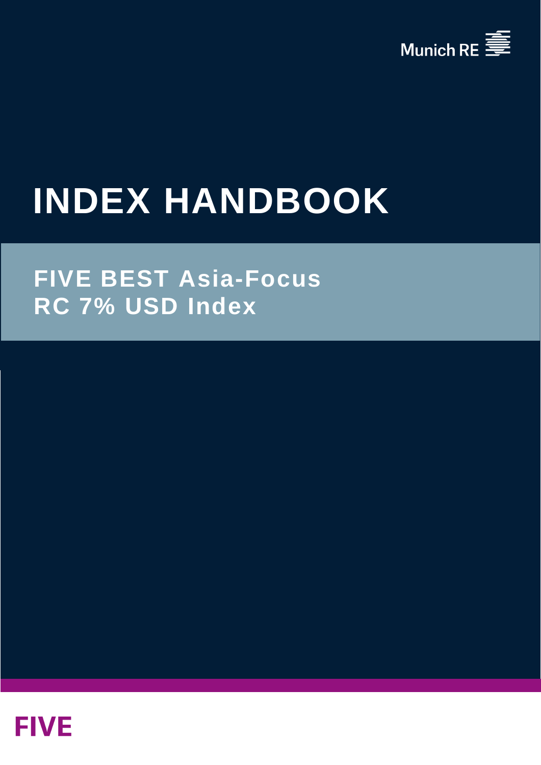Munich RE

# INDEX HANDBOOK

## FIVE BEST Asia-Focus RC 7% USD Index

FIVE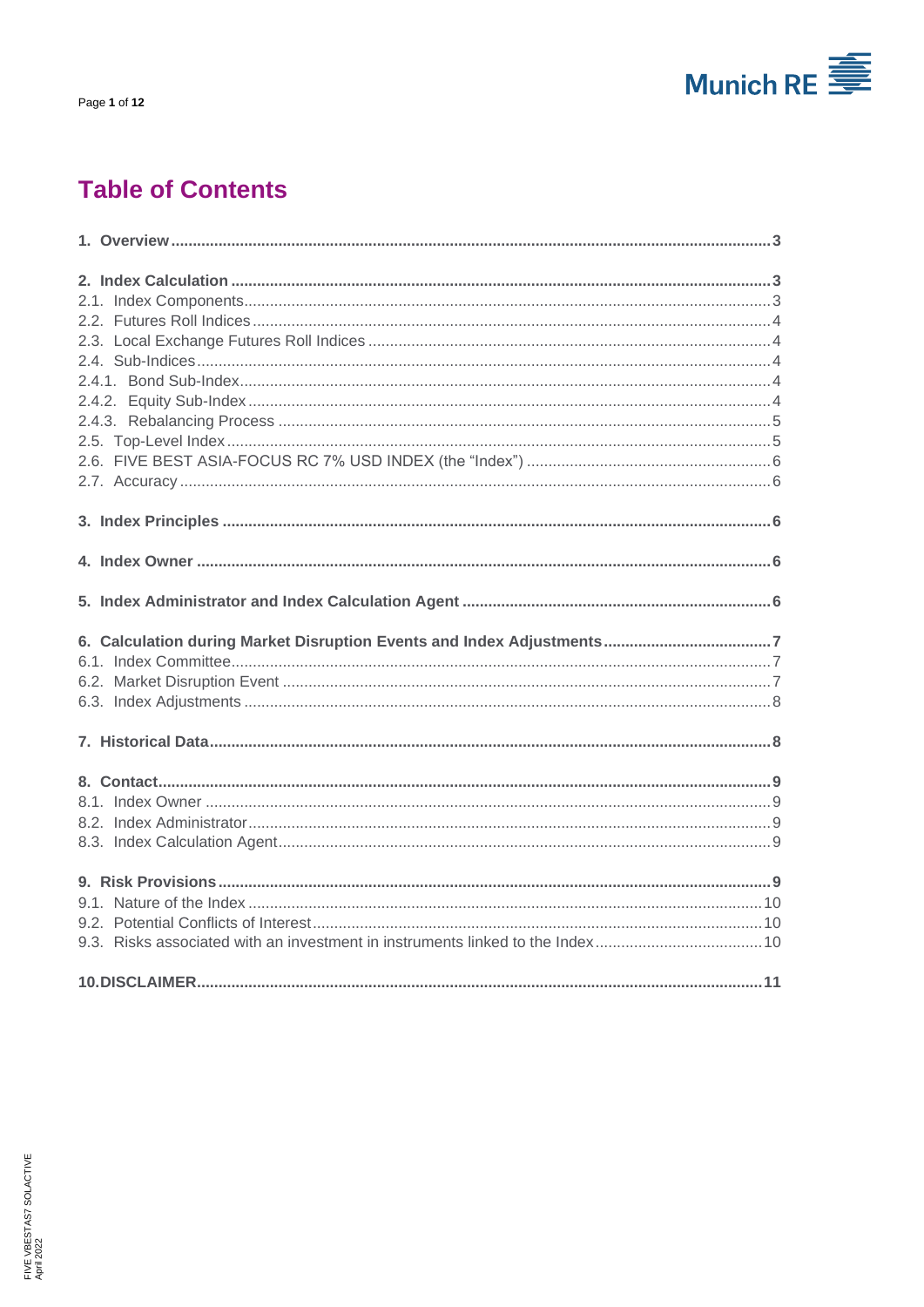# Table of Contents

1. **Overview** ... 3

2. **Index Calculation** ... 3
   - 2.1. Index Components ... 3
   - 2.2. Futures Roll Indices ... 4
   - 2.3. Local Exchange Futures Roll Indices ... 4
   - 2.4. Sub-Indices ... 4
     - 2.4.1. Bond Sub-Index ... 4
     - 2.4.2. Equity Sub-Index ... 4
     - 2.4.3. Rebalancing Process ... 5
   - 2.5. Top-Level Index ... 5
   - 2.6. FIVE BEST ASIA-FOCUS RC 7% USD INDEX (the "Index") ... 6
   - 2.7. Accuracy ... 6

3. **Index Principles** ... 6

4. **Index Owner** ... 6

5. **Index Administrator and Index Calculation Agent** ... 6

6. **Calculation during Market Disruption Events and Index Adjustments** ... 7
   - 6.1. Index Committee ... 7
   - 6.2. Market Disruption Event ... 7
   - 6.3. Index Adjustments ... 8

7. **Historical Data** ... 8

8. **Contact** ... 9
   - 8.1. Index Owner ... 9
   - 8.2. Index Administrator ... 9
   - 8.3. Index Calculation Agent ... 9

9. **Risk Provisions** ... 9
   - 9.1. Nature of the Index ... 10
   - 9.2. Potential Conflicts of Interest ... 10
   - 9.3. Risks associated with an investment in instruments linked to the Index ... 10

10. **DISCLAIMER** ... 11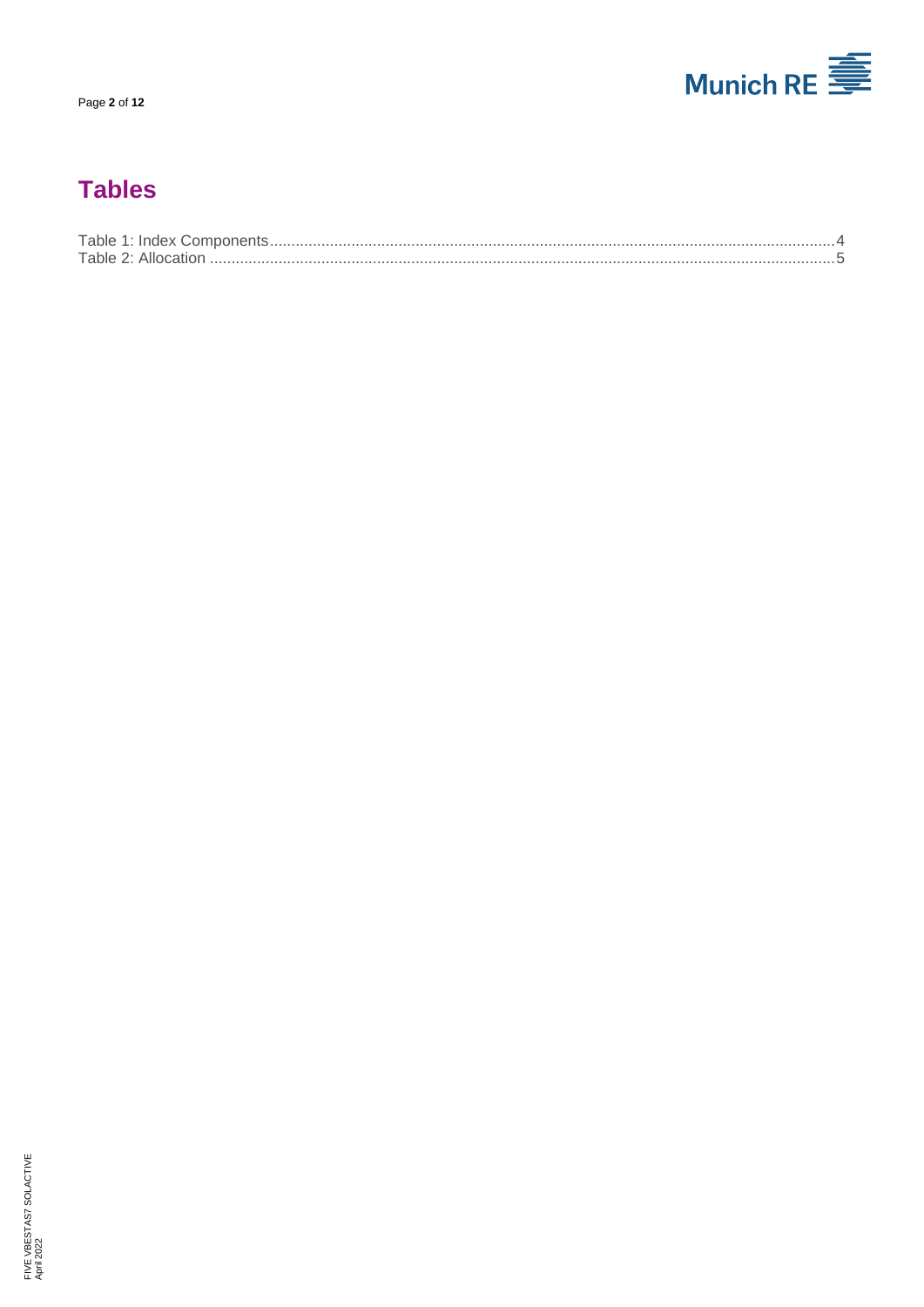# Tables

Table 1: Index Components....................................................................................................................................4
Table 2: Allocation .................................................................................................................................................5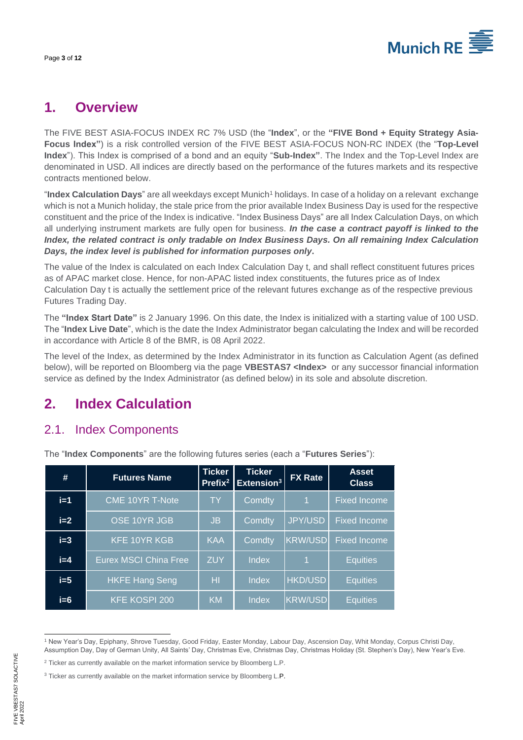# 1. Overview

The FIVE BEST ASIA-FOCUS INDEX RC 7% USD (the "**Index**", or the **"FIVE Bond + Equity Strategy Asia-Focus Index"**) is a risk controlled version of the FIVE BEST ASIA-FOCUS NON-RC INDEX (the "**Top-Level Index**"). This Index is comprised of a bond and an equity "**Sub-Index"**. The Index and the Top-Level Index are denominated in USD. All indices are directly based on the performance of the futures markets and its respective contracts mentioned below.

"**Index Calculation Days**" are all weekdays except Munich[1] holidays. In case of a holiday on a relevant exchange which is not a Munich holiday, the stale price from the prior available Index Business Day is used for the respective constituent and the price of the Index is indicative. "Index Business Days" are all Index Calculation Days, on which all underlying instrument markets are fully open for business. ***In the case a contract payoff is linked to the Index, the related contract is only tradable on Index Business Days. On all remaining Index Calculation Days, the index level is published for information purposes only*****.**

The value of the Index is calculated on each Index Calculation Day t, and shall reflect constituent futures prices as of APAC market close. Hence, for non-APAC listed index constituents, the futures price as of Index Calculation Day t is actually the settlement price of the relevant futures exchange as of the respective previous Futures Trading Day.

The **"Index Start Date"** is 2 January 1996. On this date, the Index is initialized with a starting value of 100 USD. The "**Index Live Date**", which is the date the Index Administrator began calculating the Index and will be recorded in accordance with Article 8 of the BMR, is 08 April 2022.

The level of the Index, as determined by the Index Administrator in its function as Calculation Agent (as defined below), will be reported on Bloomberg via the page **VBESTAS7 <Index>** or any successor financial information service as defined by the Index Administrator (as defined below) in its sole and absolute discretion.

# 2. Index Calculation

## 2.1. Index Components

The "**Index Components**" are the following futures series (each a "**Futures Series**"):

| # | Futures Name | Ticker Prefix[2] | Ticker Extension[3] | FX Rate | Asset Class |
|---|---|---|---|---|---|
| i=1 | CME 10YR T-Note | TY | Comdty | 1 | Fixed Income |
| i=2 | OSE 10YR JGB | JB | Comdty | JPY/USD | Fixed Income |
| i=3 | KFE 10YR KGB | KAA | Comdty | KRW/USD | Fixed Income |
| i=4 | Eurex MSCI China Free | ZUY | Index | 1 | Equities |
| i=5 | HKFE Hang Seng | HI | Index | HKD/USD | Equities |
| i=6 | KFE KOSPI 200 | KM | Index | KRW/USD | Equities |

[1] New Year's Day, Epiphany, Shrove Tuesday, Good Friday, Easter Monday, Labour Day, Ascension Day, Whit Monday, Corpus Christi Day, Assumption Day, Day of German Unity, All Saints' Day, Christmas Eve, Christmas Day, Christmas Holiday (St. Stephen's Day), New Year's Eve.

[2] Ticker as currently available on the market information service by Bloomberg L.P.

[3] Ticker as currently available on the market information service by Bloomberg L.P.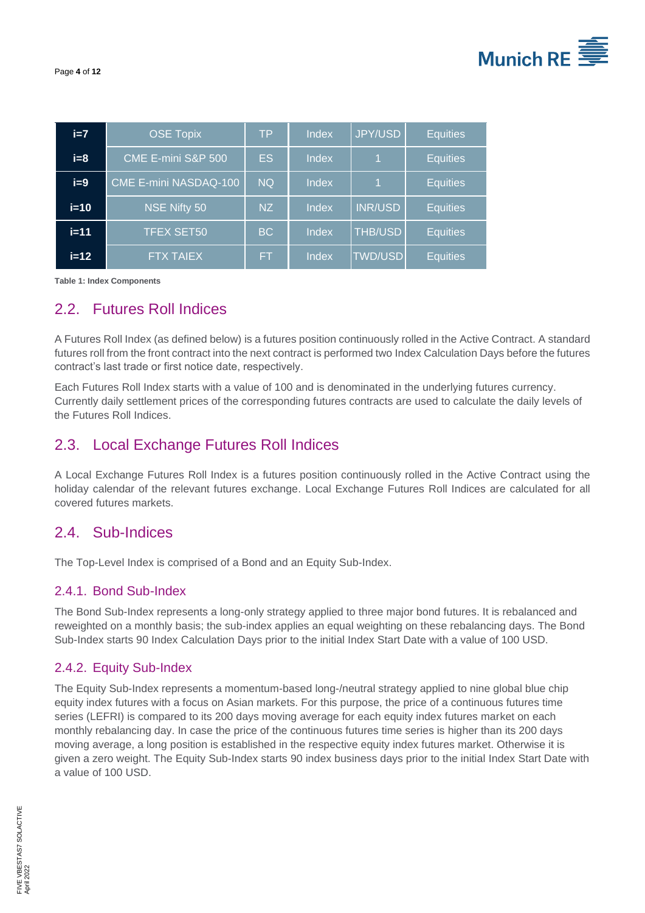| i=7 | OSE Topix | TP | Index | JPY/USD | Equities |
|---|---|---|---|---|---|
| i=8 | CME E-mini S&P 500 | ES | Index | 1 | Equities |
| i=9 | CME E-mini NASDAQ-100 | NQ | Index | 1 | Equities |
| i=10 | NSE Nifty 50 | NZ | Index | INR/USD | Equities |
| i=11 | TFEX SET50 | BC | Index | THB/USD | Equities |
| i=12 | FTX TAIEX | FT | Index | TWD/USD | Equities |

**Table 1: Index Components**

## 2.2. Futures Roll Indices

A Futures Roll Index (as defined below) is a futures position continuously rolled in the Active Contract. A standard futures roll from the front contract into the next contract is performed two Index Calculation Days before the futures contract's last trade or first notice date, respectively.

Each Futures Roll Index starts with a value of 100 and is denominated in the underlying futures currency. Currently daily settlement prices of the corresponding futures contracts are used to calculate the daily levels of the Futures Roll Indices.

## 2.3. Local Exchange Futures Roll Indices

A Local Exchange Futures Roll Index is a futures position continuously rolled in the Active Contract using the holiday calendar of the relevant futures exchange. Local Exchange Futures Roll Indices are calculated for all covered futures markets.

## 2.4. Sub-Indices

The Top-Level Index is comprised of a Bond and an Equity Sub-Index.

### 2.4.1. Bond Sub-Index

The Bond Sub-Index represents a long-only strategy applied to three major bond futures. It is rebalanced and reweighted on a monthly basis; the sub-index applies an equal weighting on these rebalancing days. The Bond Sub-Index starts 90 Index Calculation Days prior to the initial Index Start Date with a value of 100 USD.

### 2.4.2. Equity Sub-Index

The Equity Sub-Index represents a momentum-based long-/neutral strategy applied to nine global blue chip equity index futures with a focus on Asian markets. For this purpose, the price of a continuous futures time series (LEFRI) is compared to its 200 days moving average for each equity index futures market on each monthly rebalancing day. In case the price of the continuous futures time series is higher than its 200 days moving average, a long position is established in the respective equity index futures market. Otherwise it is given a zero weight. The Equity Sub-Index starts 90 index business days prior to the initial Index Start Date with a value of 100 USD.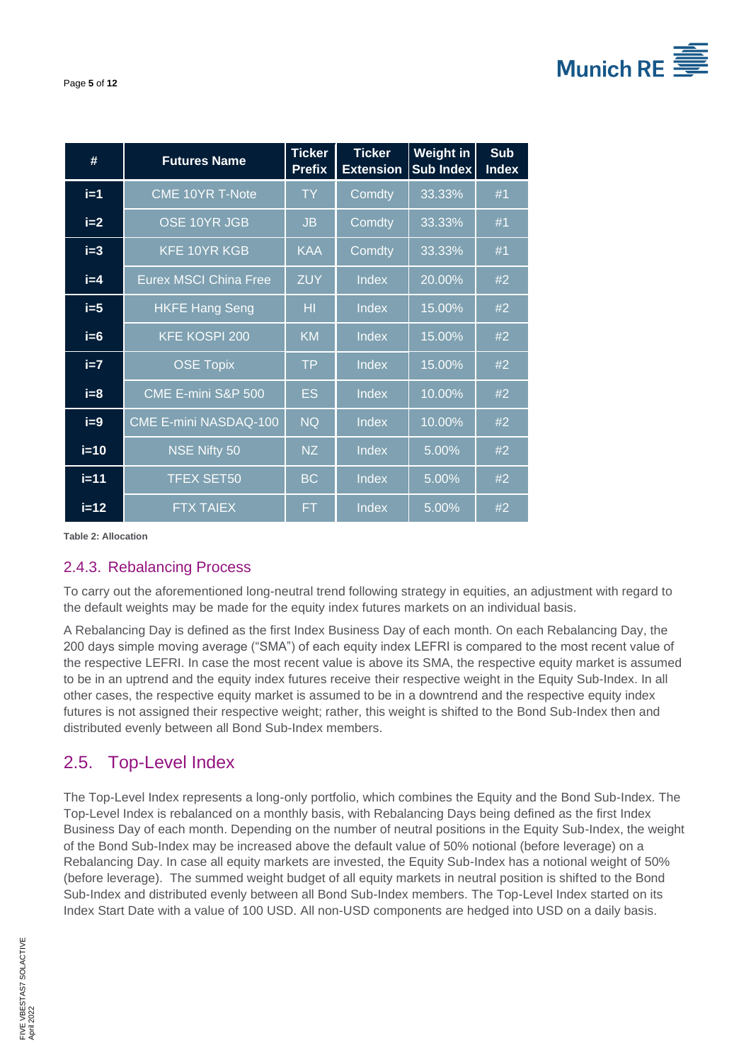| # | Futures Name | Ticker Prefix | Ticker Extension | Weight in Sub Index | Sub Index |
|---|---|---|---|---|---|
| i=1 | CME 10YR T-Note | TY | Comdty | 33.33% | #1 |
| i=2 | OSE 10YR JGB | JB | Comdty | 33.33% | #1 |
| i=3 | KFE 10YR KGB | KAA | Comdty | 33.33% | #1 |
| i=4 | Eurex MSCI China Free | ZUY | Index | 20.00% | #2 |
| i=5 | HKFE Hang Seng | HI | Index | 15.00% | #2 |
| i=6 | KFE KOSPI 200 | KM | Index | 15.00% | #2 |
| i=7 | OSE Topix | TP | Index | 15.00% | #2 |
| i=8 | CME E-mini S&P 500 | ES | Index | 10.00% | #2 |
| i=9 | CME E-mini NASDAQ-100 | NQ | Index | 10.00% | #2 |
| i=10 | NSE Nifty 50 | NZ | Index | 5.00% | #2 |
| i=11 | TFEX SET50 | BC | Index | 5.00% | #2 |
| i=12 | FTX TAIEX | FT | Index | 5.00% | #2 |

**Table 2: Allocation**

### 2.4.3. Rebalancing Process

To carry out the aforementioned long-neutral trend following strategy in equities, an adjustment with regard to the default weights may be made for the equity index futures markets on an individual basis.

A Rebalancing Day is defined as the first Index Business Day of each month. On each Rebalancing Day, the 200 days simple moving average ("SMA") of each equity index LEFRI is compared to the most recent value of the respective LEFRI. In case the most recent value is above its SMA, the respective equity market is assumed to be in an uptrend and the equity index futures receive their respective weight in the Equity Sub-Index. In all other cases, the respective equity market is assumed to be in a downtrend and the respective equity index futures is not assigned their respective weight; rather, this weight is shifted to the Bond Sub-Index then and distributed evenly between all Bond Sub-Index members.

## 2.5. Top-Level Index

The Top-Level Index represents a long-only portfolio, which combines the Equity and the Bond Sub-Index. The Top-Level Index is rebalanced on a monthly basis, with Rebalancing Days being defined as the first Index Business Day of each month. Depending on the number of neutral positions in the Equity Sub-Index, the weight of the Bond Sub-Index may be increased above the default value of 50% notional (before leverage) on a Rebalancing Day. In case all equity markets are invested, the Equity Sub-Index has a notional weight of 50% (before leverage). The summed weight budget of all equity markets in neutral position is shifted to the Bond Sub-Index and distributed evenly between all Bond Sub-Index members. The Top-Level Index started on its Index Start Date with a value of 100 USD. All non-USD components are hedged into USD on a daily basis.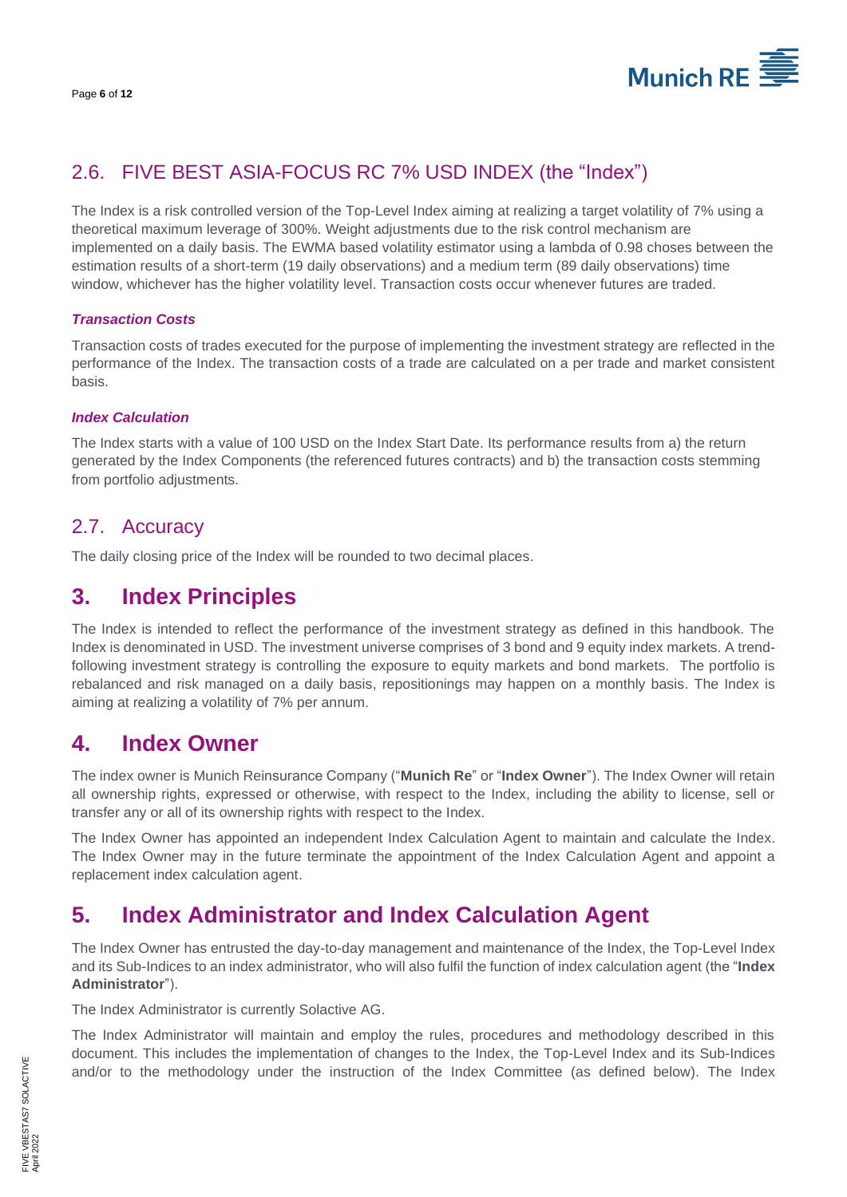## 2.6. FIVE BEST ASIA-FOCUS RC 7% USD INDEX (the "Index")

The Index is a risk controlled version of the Top-Level Index aiming at realizing a target volatility of 7% using a theoretical maximum leverage of 300%. Weight adjustments due to the risk control mechanism are implemented on a daily basis. The EWMA based volatility estimator using a lambda of 0.98 choses between the estimation results of a short-term (19 daily observations) and a medium term (89 daily observations) time window, whichever has the higher volatility level. Transaction costs occur whenever futures are traded.

#### *Transaction Costs*

Transaction costs of trades executed for the purpose of implementing the investment strategy are reflected in the performance of the Index. The transaction costs of a trade are calculated on a per trade and market consistent basis.

#### *Index Calculation*

The Index starts with a value of 100 USD on the Index Start Date. Its performance results from a) the return generated by the Index Components (the referenced futures contracts) and b) the transaction costs stemming from portfolio adjustments.

## 2.7. Accuracy

The daily closing price of the Index will be rounded to two decimal places.

# 3. Index Principles

The Index is intended to reflect the performance of the investment strategy as defined in this handbook. The Index is denominated in USD. The investment universe comprises of 3 bond and 9 equity index markets. A trend-following investment strategy is controlling the exposure to equity markets and bond markets. The portfolio is rebalanced and risk managed on a daily basis, repositionings may happen on a monthly basis. The Index is aiming at realizing a volatility of 7% per annum.

# 4. Index Owner

The index owner is Munich Reinsurance Company ("**Munich Re**" or "**Index Owner**"). The Index Owner will retain all ownership rights, expressed or otherwise, with respect to the Index, including the ability to license, sell or transfer any or all of its ownership rights with respect to the Index.

The Index Owner has appointed an independent Index Calculation Agent to maintain and calculate the Index. The Index Owner may in the future terminate the appointment of the Index Calculation Agent and appoint a replacement index calculation agent.

# 5. Index Administrator and Index Calculation Agent

The Index Owner has entrusted the day-to-day management and maintenance of the Index, the Top-Level Index and its Sub-Indices to an index administrator, who will also fulfil the function of index calculation agent (the "**Index Administrator**").

The Index Administrator is currently Solactive AG.

The Index Administrator will maintain and employ the rules, procedures and methodology described in this document. This includes the implementation of changes to the Index, the Top-Level Index and its Sub-Indices and/or to the methodology under the instruction of the Index Committee (as defined below). The Index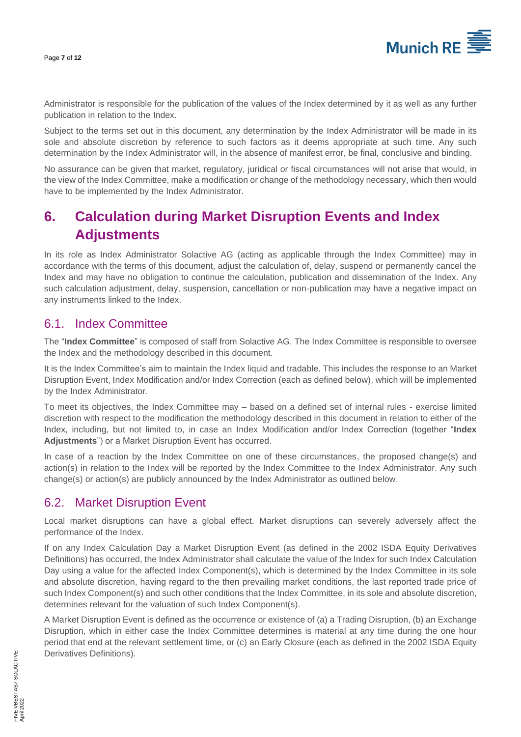Administrator is responsible for the publication of the values of the Index determined by it as well as any further publication in relation to the Index.

Subject to the terms set out in this document, any determination by the Index Administrator will be made in its sole and absolute discretion by reference to such factors as it deems appropriate at such time. Any such determination by the Index Administrator will, in the absence of manifest error, be final, conclusive and binding.

No assurance can be given that market, regulatory, juridical or fiscal circumstances will not arise that would, in the view of the Index Committee, make a modification or change of the methodology necessary, which then would have to be implemented by the Index Administrator.

# 6. Calculation during Market Disruption Events and Index Adjustments

In its role as Index Administrator Solactive AG (acting as applicable through the Index Committee) may in accordance with the terms of this document, adjust the calculation of, delay, suspend or permanently cancel the Index and may have no obligation to continue the calculation, publication and dissemination of the Index. Any such calculation adjustment, delay, suspension, cancellation or non-publication may have a negative impact on any instruments linked to the Index.

## 6.1. Index Committee

The "**Index Committee**" is composed of staff from Solactive AG. The Index Committee is responsible to oversee the Index and the methodology described in this document.

It is the Index Committee's aim to maintain the Index liquid and tradable. This includes the response to an Market Disruption Event, Index Modification and/or Index Correction (each as defined below), which will be implemented by the Index Administrator.

To meet its objectives, the Index Committee may – based on a defined set of internal rules - exercise limited discretion with respect to the modification the methodology described in this document in relation to either of the Index, including, but not limited to, in case an Index Modification and/or Index Correction (together "**Index Adjustments**") or a Market Disruption Event has occurred.

In case of a reaction by the Index Committee on one of these circumstances, the proposed change(s) and action(s) in relation to the Index will be reported by the Index Committee to the Index Administrator. Any such change(s) or action(s) are publicly announced by the Index Administrator as outlined below.

## 6.2. Market Disruption Event

Local market disruptions can have a global effect. Market disruptions can severely adversely affect the performance of the Index.

If on any Index Calculation Day a Market Disruption Event (as defined in the 2002 ISDA Equity Derivatives Definitions) has occurred, the Index Administrator shall calculate the value of the Index for such Index Calculation Day using a value for the affected Index Component(s), which is determined by the Index Committee in its sole and absolute discretion, having regard to the then prevailing market conditions, the last reported trade price of such Index Component(s) and such other conditions that the Index Committee, in its sole and absolute discretion, determines relevant for the valuation of such Index Component(s).

A Market Disruption Event is defined as the occurrence or existence of (a) a Trading Disruption, (b) an Exchange Disruption, which in either case the Index Committee determines is material at any time during the one hour period that end at the relevant settlement time, or (c) an Early Closure (each as defined in the 2002 ISDA Equity Derivatives Definitions).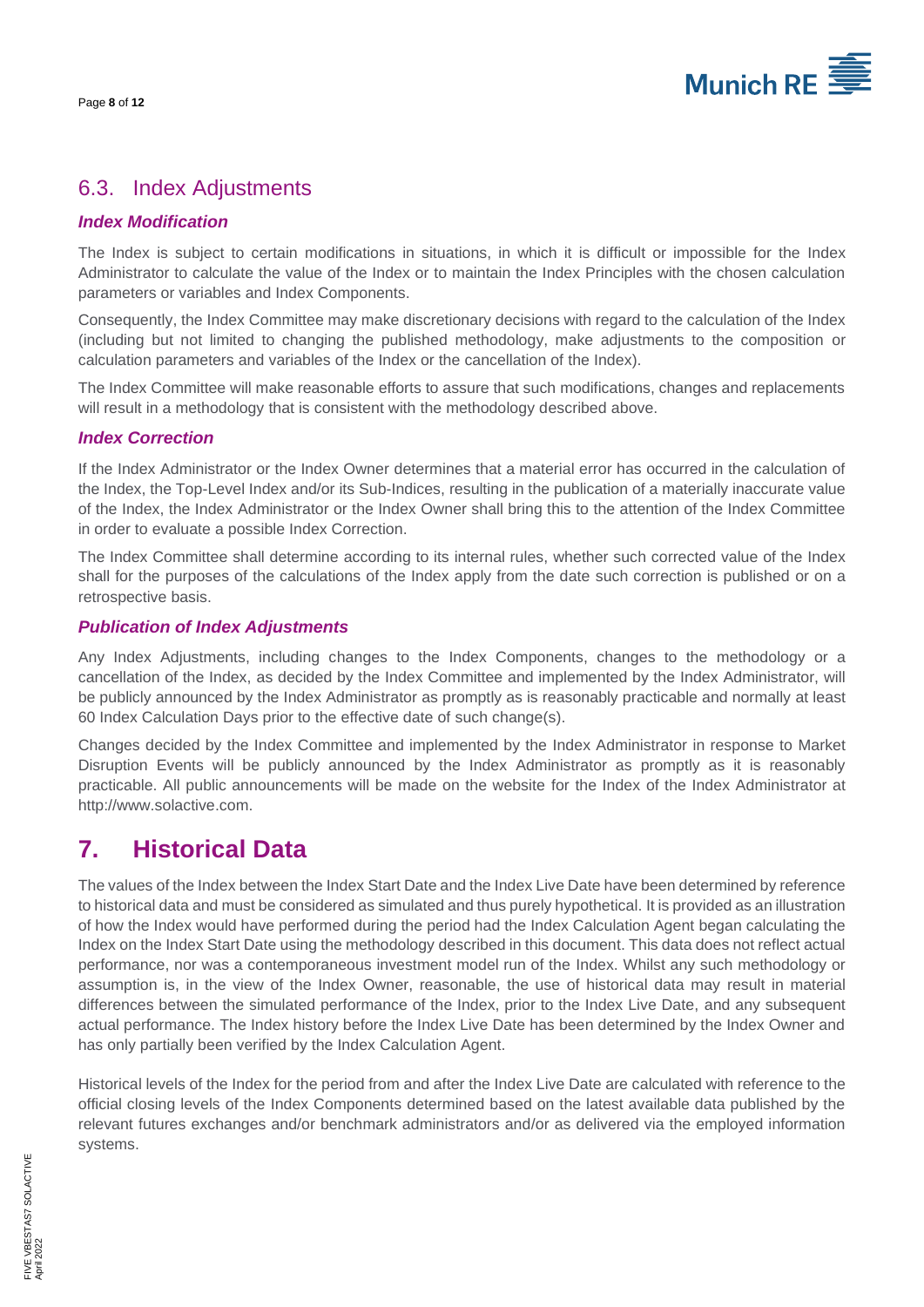## 6.3. Index Adjustments

### *Index Modification*

The Index is subject to certain modifications in situations, in which it is difficult or impossible for the Index Administrator to calculate the value of the Index or to maintain the Index Principles with the chosen calculation parameters or variables and Index Components.

Consequently, the Index Committee may make discretionary decisions with regard to the calculation of the Index (including but not limited to changing the published methodology, make adjustments to the composition or calculation parameters and variables of the Index or the cancellation of the Index).

The Index Committee will make reasonable efforts to assure that such modifications, changes and replacements will result in a methodology that is consistent with the methodology described above.

### *Index Correction*

If the Index Administrator or the Index Owner determines that a material error has occurred in the calculation of the Index, the Top-Level Index and/or its Sub-Indices, resulting in the publication of a materially inaccurate value of the Index, the Index Administrator or the Index Owner shall bring this to the attention of the Index Committee in order to evaluate a possible Index Correction.

The Index Committee shall determine according to its internal rules, whether such corrected value of the Index shall for the purposes of the calculations of the Index apply from the date such correction is published or on a retrospective basis.

### *Publication of Index Adjustments*

Any Index Adjustments, including changes to the Index Components, changes to the methodology or a cancellation of the Index, as decided by the Index Committee and implemented by the Index Administrator, will be publicly announced by the Index Administrator as promptly as is reasonably practicable and normally at least 60 Index Calculation Days prior to the effective date of such change(s).

Changes decided by the Index Committee and implemented by the Index Administrator in response to Market Disruption Events will be publicly announced by the Index Administrator as promptly as it is reasonably practicable. All public announcements will be made on the website for the Index of the Index Administrator at http://www.solactive.com.

# 7. Historical Data

The values of the Index between the Index Start Date and the Index Live Date have been determined by reference to historical data and must be considered as simulated and thus purely hypothetical. It is provided as an illustration of how the Index would have performed during the period had the Index Calculation Agent began calculating the Index on the Index Start Date using the methodology described in this document. This data does not reflect actual performance, nor was a contemporaneous investment model run of the Index. Whilst any such methodology or assumption is, in the view of the Index Owner, reasonable, the use of historical data may result in material differences between the simulated performance of the Index, prior to the Index Live Date, and any subsequent actual performance. The Index history before the Index Live Date has been determined by the Index Owner and has only partially been verified by the Index Calculation Agent.

Historical levels of the Index for the period from and after the Index Live Date are calculated with reference to the official closing levels of the Index Components determined based on the latest available data published by the relevant futures exchanges and/or benchmark administrators and/or as delivered via the employed information systems.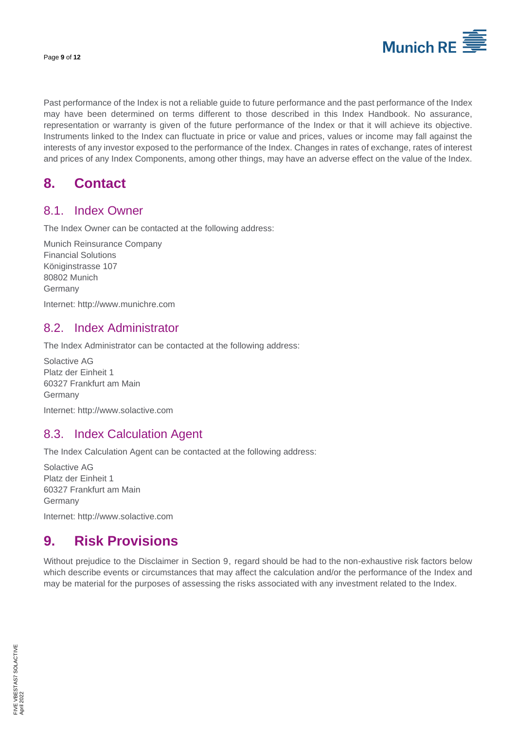Past performance of the Index is not a reliable guide to future performance and the past performance of the Index may have been determined on terms different to those described in this Index Handbook. No assurance, representation or warranty is given of the future performance of the Index or that it will achieve its objective. Instruments linked to the Index can fluctuate in price or value and prices, values or income may fall against the interests of any investor exposed to the performance of the Index. Changes in rates of exchange, rates of interest and prices of any Index Components, among other things, may have an adverse effect on the value of the Index.

# 8. Contact

## 8.1. Index Owner

The Index Owner can be contacted at the following address:

Munich Reinsurance Company
Financial Solutions
Königinstrasse 107
80802 Munich
Germany

Internet: http://www.munichre.com

## 8.2. Index Administrator

The Index Administrator can be contacted at the following address:

Solactive AG
Platz der Einheit 1
60327 Frankfurt am Main
Germany

Internet: http://www.solactive.com

## 8.3. Index Calculation Agent

The Index Calculation Agent can be contacted at the following address:

Solactive AG
Platz der Einheit 1
60327 Frankfurt am Main
Germany

Internet: http://www.solactive.com

# 9. Risk Provisions

Without prejudice to the Disclaimer in Section 9, regard should be had to the non-exhaustive risk factors below which describe events or circumstances that may affect the calculation and/or the performance of the Index and may be material for the purposes of assessing the risks associated with any investment related to the Index.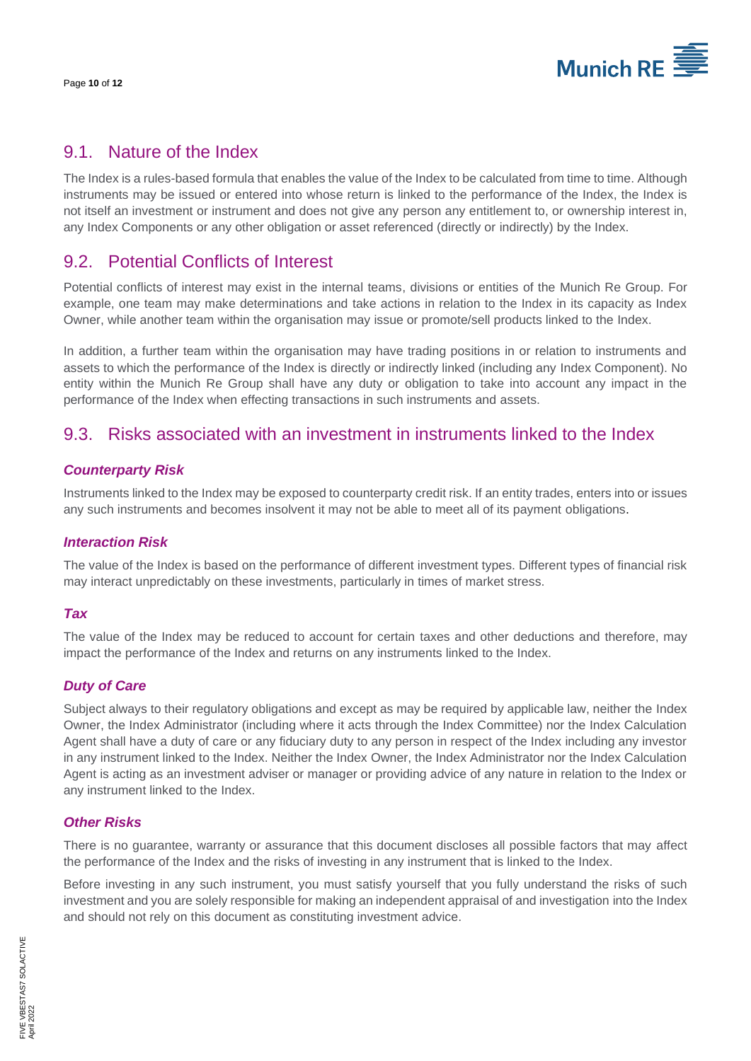## 9.1. Nature of the Index

The Index is a rules-based formula that enables the value of the Index to be calculated from time to time. Although instruments may be issued or entered into whose return is linked to the performance of the Index, the Index is not itself an investment or instrument and does not give any person any entitlement to, or ownership interest in, any Index Components or any other obligation or asset referenced (directly or indirectly) by the Index.

## 9.2. Potential Conflicts of Interest

Potential conflicts of interest may exist in the internal teams, divisions or entities of the Munich Re Group. For example, one team may make determinations and take actions in relation to the Index in its capacity as Index Owner, while another team within the organisation may issue or promote/sell products linked to the Index.

In addition, a further team within the organisation may have trading positions in or relation to instruments and assets to which the performance of the Index is directly or indirectly linked (including any Index Component). No entity within the Munich Re Group shall have any duty or obligation to take into account any impact in the performance of the Index when effecting transactions in such instruments and assets.

## 9.3. Risks associated with an investment in instruments linked to the Index

### *Counterparty Risk*

Instruments linked to the Index may be exposed to counterparty credit risk. If an entity trades, enters into or issues any such instruments and becomes insolvent it may not be able to meet all of its payment obligations.

### *Interaction Risk*

The value of the Index is based on the performance of different investment types. Different types of financial risk may interact unpredictably on these investments, particularly in times of market stress.

### *Tax*

The value of the Index may be reduced to account for certain taxes and other deductions and therefore, may impact the performance of the Index and returns on any instruments linked to the Index.

### *Duty of Care*

Subject always to their regulatory obligations and except as may be required by applicable law, neither the Index Owner, the Index Administrator (including where it acts through the Index Committee) nor the Index Calculation Agent shall have a duty of care or any fiduciary duty to any person in respect of the Index including any investor in any instrument linked to the Index. Neither the Index Owner, the Index Administrator nor the Index Calculation Agent is acting as an investment adviser or manager or providing advice of any nature in relation to the Index or any instrument linked to the Index.

### *Other Risks*

There is no guarantee, warranty or assurance that this document discloses all possible factors that may affect the performance of the Index and the risks of investing in any instrument that is linked to the Index.

Before investing in any such instrument, you must satisfy yourself that you fully understand the risks of such investment and you are solely responsible for making an independent appraisal of and investigation into the Index and should not rely on this document as constituting investment advice.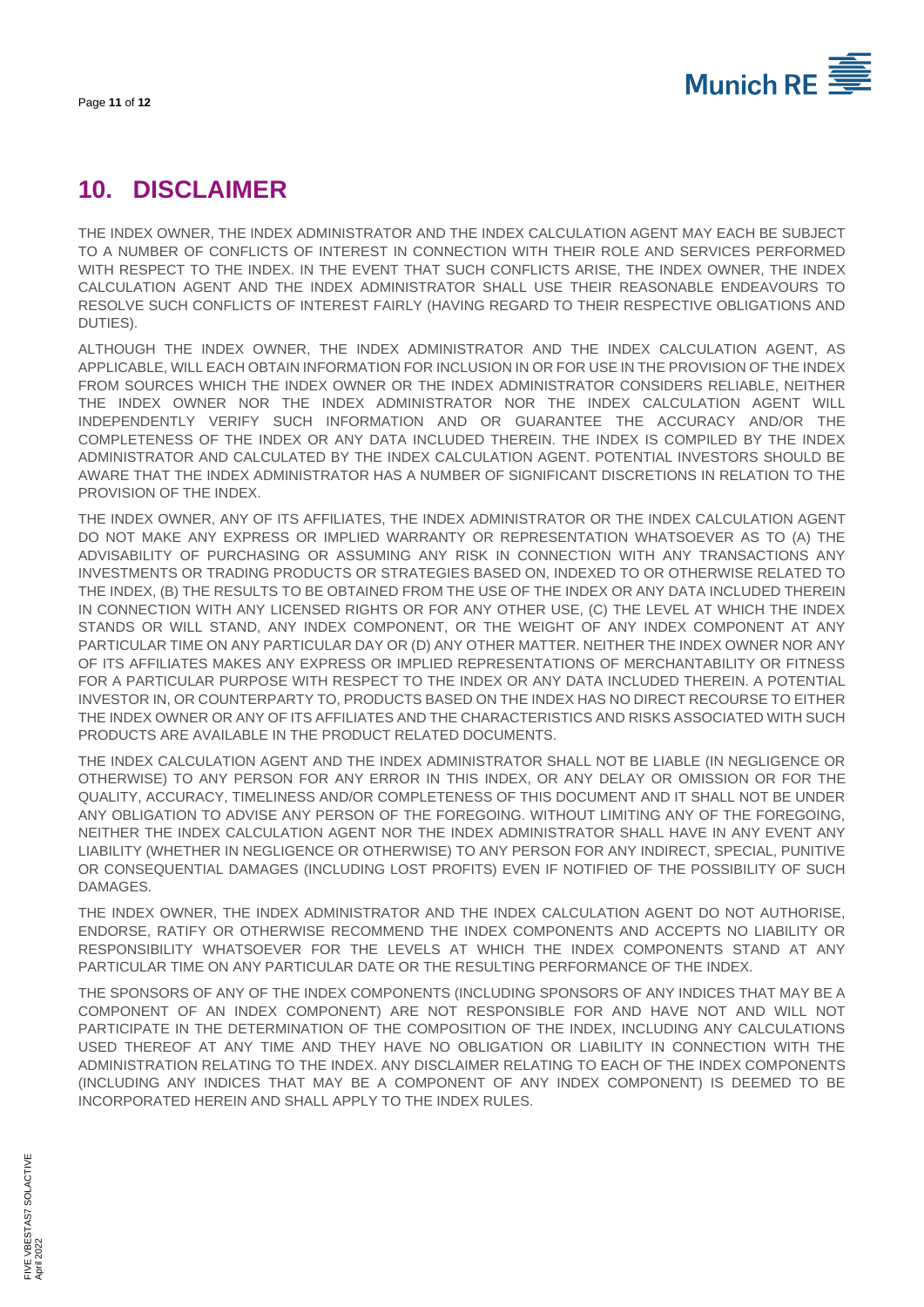# 10. DISCLAIMER

THE INDEX OWNER, THE INDEX ADMINISTRATOR AND THE INDEX CALCULATION AGENT MAY EACH BE SUBJECT TO A NUMBER OF CONFLICTS OF INTEREST IN CONNECTION WITH THEIR ROLE AND SERVICES PERFORMED WITH RESPECT TO THE INDEX. IN THE EVENT THAT SUCH CONFLICTS ARISE, THE INDEX OWNER, THE INDEX CALCULATION AGENT AND THE INDEX ADMINISTRATOR SHALL USE THEIR REASONABLE ENDEAVOURS TO RESOLVE SUCH CONFLICTS OF INTEREST FAIRLY (HAVING REGARD TO THEIR RESPECTIVE OBLIGATIONS AND DUTIES).

ALTHOUGH THE INDEX OWNER, THE INDEX ADMINISTRATOR AND THE INDEX CALCULATION AGENT, AS APPLICABLE, WILL EACH OBTAIN INFORMATION FOR INCLUSION IN OR FOR USE IN THE PROVISION OF THE INDEX FROM SOURCES WHICH THE INDEX OWNER OR THE INDEX ADMINISTRATOR CONSIDERS RELIABLE, NEITHER THE INDEX OWNER NOR THE INDEX ADMINISTRATOR NOR THE INDEX CALCULATION AGENT WILL INDEPENDENTLY VERIFY SUCH INFORMATION AND OR GUARANTEE THE ACCURACY AND/OR THE COMPLETENESS OF THE INDEX OR ANY DATA INCLUDED THEREIN. THE INDEX IS COMPILED BY THE INDEX ADMINISTRATOR AND CALCULATED BY THE INDEX CALCULATION AGENT. POTENTIAL INVESTORS SHOULD BE AWARE THAT THE INDEX ADMINISTRATOR HAS A NUMBER OF SIGNIFICANT DISCRETIONS IN RELATION TO THE PROVISION OF THE INDEX.

THE INDEX OWNER, ANY OF ITS AFFILIATES, THE INDEX ADMINISTRATOR OR THE INDEX CALCULATION AGENT DO NOT MAKE ANY EXPRESS OR IMPLIED WARRANTY OR REPRESENTATION WHATSOEVER AS TO (A) THE ADVISABILITY OF PURCHASING OR ASSUMING ANY RISK IN CONNECTION WITH ANY TRANSACTIONS ANY INVESTMENTS OR TRADING PRODUCTS OR STRATEGIES BASED ON, INDEXED TO OR OTHERWISE RELATED TO THE INDEX, (B) THE RESULTS TO BE OBTAINED FROM THE USE OF THE INDEX OR ANY DATA INCLUDED THEREIN IN CONNECTION WITH ANY LICENSED RIGHTS OR FOR ANY OTHER USE, (C) THE LEVEL AT WHICH THE INDEX STANDS OR WILL STAND, ANY INDEX COMPONENT, OR THE WEIGHT OF ANY INDEX COMPONENT AT ANY PARTICULAR TIME ON ANY PARTICULAR DAY OR (D) ANY OTHER MATTER. NEITHER THE INDEX OWNER NOR ANY OF ITS AFFILIATES MAKES ANY EXPRESS OR IMPLIED REPRESENTATIONS OF MERCHANTABILITY OR FITNESS FOR A PARTICULAR PURPOSE WITH RESPECT TO THE INDEX OR ANY DATA INCLUDED THEREIN. A POTENTIAL INVESTOR IN, OR COUNTERPARTY TO, PRODUCTS BASED ON THE INDEX HAS NO DIRECT RECOURSE TO EITHER THE INDEX OWNER OR ANY OF ITS AFFILIATES AND THE CHARACTERISTICS AND RISKS ASSOCIATED WITH SUCH PRODUCTS ARE AVAILABLE IN THE PRODUCT RELATED DOCUMENTS.

THE INDEX CALCULATION AGENT AND THE INDEX ADMINISTRATOR SHALL NOT BE LIABLE (IN NEGLIGENCE OR OTHERWISE) TO ANY PERSON FOR ANY ERROR IN THIS INDEX, OR ANY DELAY OR OMISSION OR FOR THE QUALITY, ACCURACY, TIMELINESS AND/OR COMPLETENESS OF THIS DOCUMENT AND IT SHALL NOT BE UNDER ANY OBLIGATION TO ADVISE ANY PERSON OF THE FOREGOING. WITHOUT LIMITING ANY OF THE FOREGOING, NEITHER THE INDEX CALCULATION AGENT NOR THE INDEX ADMINISTRATOR SHALL HAVE IN ANY EVENT ANY LIABILITY (WHETHER IN NEGLIGENCE OR OTHERWISE) TO ANY PERSON FOR ANY INDIRECT, SPECIAL, PUNITIVE OR CONSEQUENTIAL DAMAGES (INCLUDING LOST PROFITS) EVEN IF NOTIFIED OF THE POSSIBILITY OF SUCH DAMAGES.

THE INDEX OWNER, THE INDEX ADMINISTRATOR AND THE INDEX CALCULATION AGENT DO NOT AUTHORISE, ENDORSE, RATIFY OR OTHERWISE RECOMMEND THE INDEX COMPONENTS AND ACCEPTS NO LIABILITY OR RESPONSIBILITY WHATSOEVER FOR THE LEVELS AT WHICH THE INDEX COMPONENTS STAND AT ANY PARTICULAR TIME ON ANY PARTICULAR DATE OR THE RESULTING PERFORMANCE OF THE INDEX.

THE SPONSORS OF ANY OF THE INDEX COMPONENTS (INCLUDING SPONSORS OF ANY INDICES THAT MAY BE A COMPONENT OF AN INDEX COMPONENT) ARE NOT RESPONSIBLE FOR AND HAVE NOT AND WILL NOT PARTICIPATE IN THE DETERMINATION OF THE COMPOSITION OF THE INDEX, INCLUDING ANY CALCULATIONS USED THEREOF AT ANY TIME AND THEY HAVE NO OBLIGATION OR LIABILITY IN CONNECTION WITH THE ADMINISTRATION RELATING TO THE INDEX. ANY DISCLAIMER RELATING TO EACH OF THE INDEX COMPONENTS (INCLUDING ANY INDICES THAT MAY BE A COMPONENT OF ANY INDEX COMPONENT) IS DEEMED TO BE INCORPORATED HEREIN AND SHALL APPLY TO THE INDEX RULES.